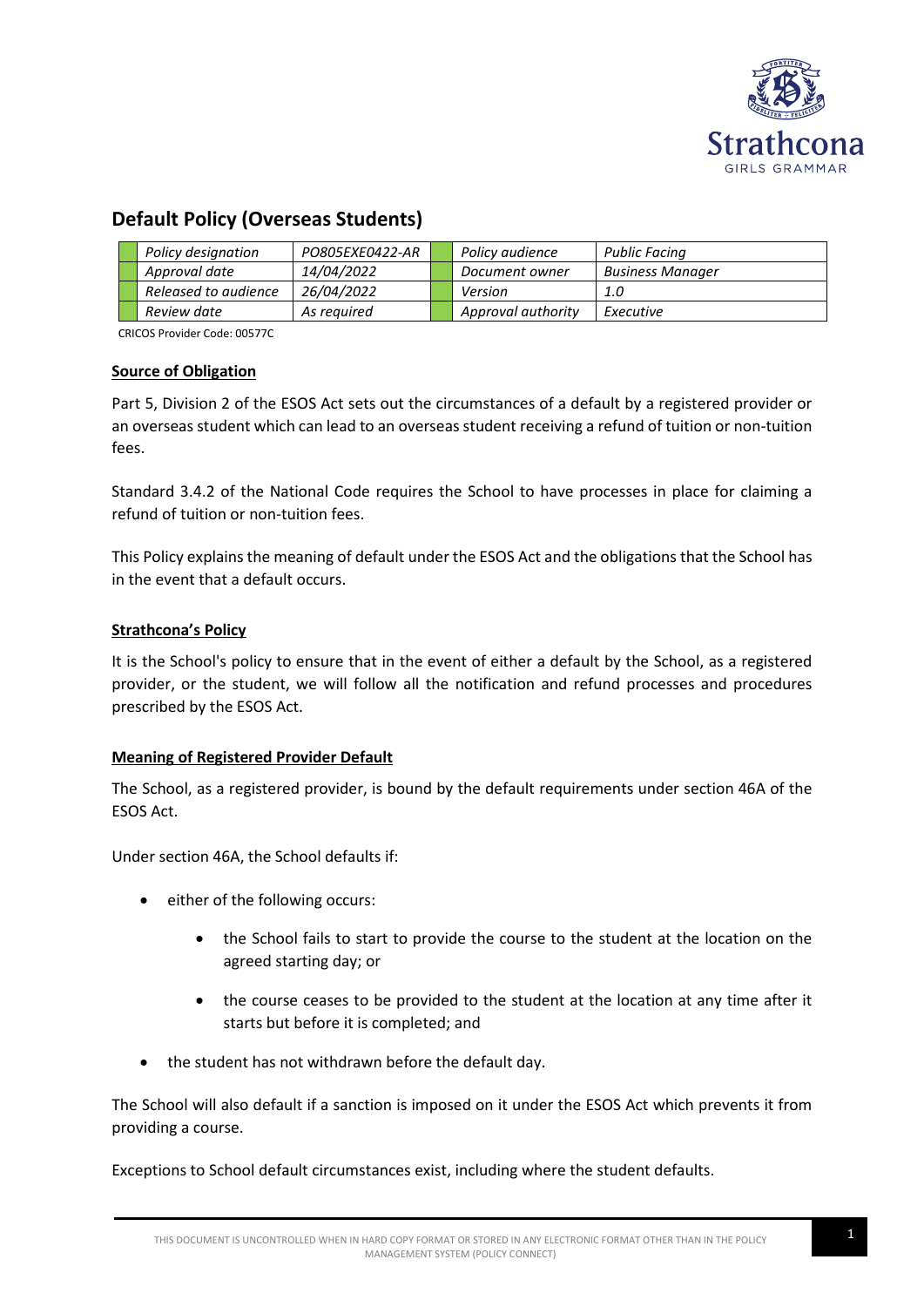# Default Policy (Overseas Students)

| Policy designation | PO805EXE0422-AR | Policy audience | Public Facing |
|---|---|---|---|
| Approval date | 14/04/2022 | Document owner | Business Manager |
| Released to audience | 26/04/2022 | Version | 1.0 |
| Review date | As required | Approval authority | Executive |

CRICOS Provider Code: 00577C

## Source of Obligation

Part 5, Division 2 of the ESOS Act sets out the circumstances of a default by a registered provider or an overseas student which can lead to an overseas student receiving a refund of tuition or non-tuition fees.

Standard 3.4.2 of the National Code requires the School to have processes in place for claiming a refund of tuition or non-tuition fees.

This Policy explains the meaning of default under the ESOS Act and the obligations that the School has in the event that a default occurs.

## Strathcona's Policy

It is the School's policy to ensure that in the event of either a default by the School, as a registered provider, or the student, we will follow all the notification and refund processes and procedures prescribed by the ESOS Act.

## Meaning of Registered Provider Default

The School, as a registered provider, is bound by the default requirements under section 46A of the ESOS Act.

Under section 46A, the School defaults if:

- either of the following occurs:
  - the School fails to start to provide the course to the student at the location on the agreed starting day; or
  - the course ceases to be provided to the student at the location at any time after it starts but before it is completed; and
- the student has not withdrawn before the default day.

The School will also default if a sanction is imposed on it under the ESOS Act which prevents it from providing a course.

Exceptions to School default circumstances exist, including where the student defaults.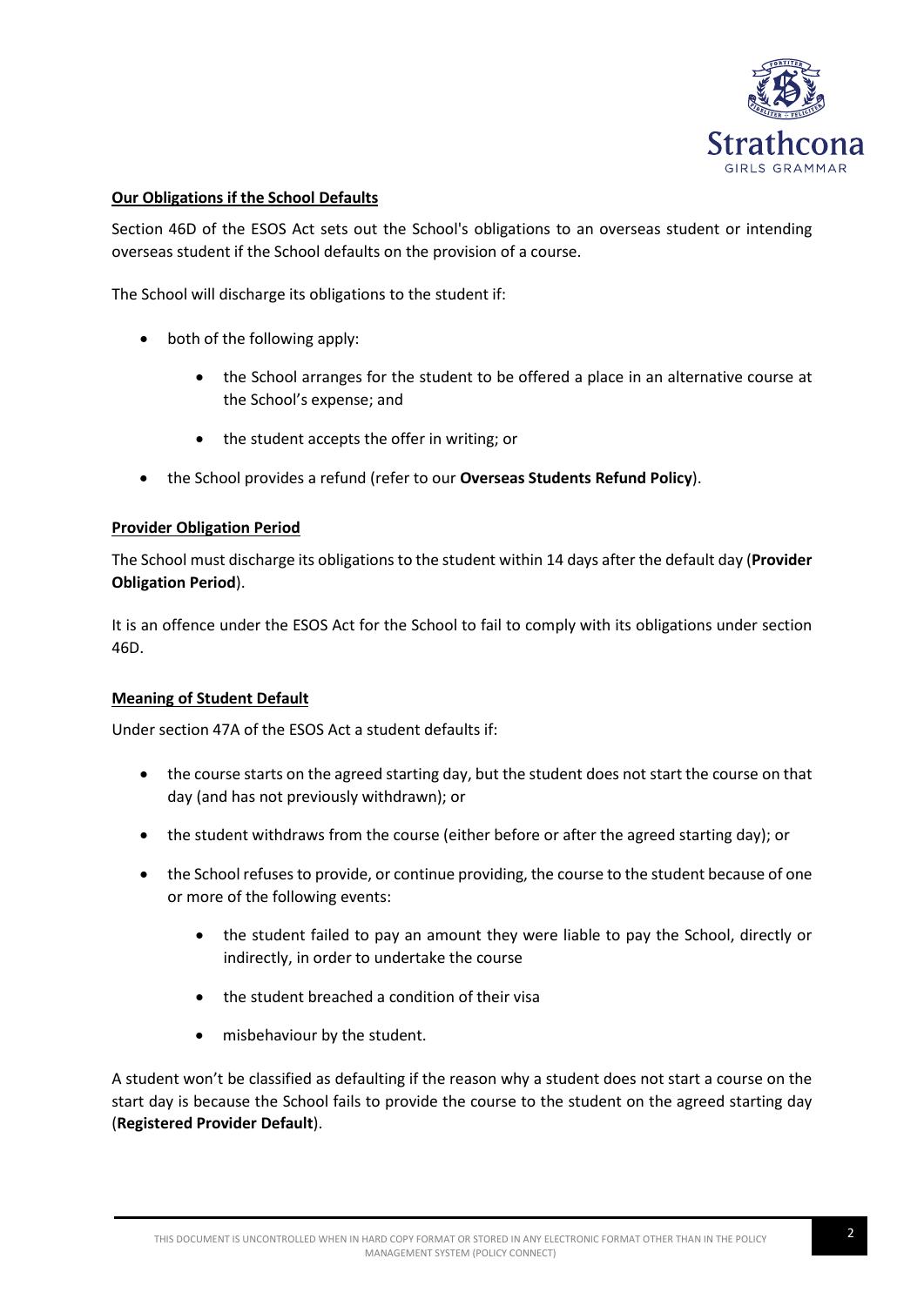**Our Obligations if the School Defaults**

Section 46D of the ESOS Act sets out the School's obligations to an overseas student or intending overseas student if the School defaults on the provision of a course.

The School will discharge its obligations to the student if:

- both of the following apply:
    - the School arranges for the student to be offered a place in an alternative course at the School's expense; and
    - the student accepts the offer in writing; or
- the School provides a refund (refer to our **Overseas Students Refund Policy**).

**Provider Obligation Period**

The School must discharge its obligations to the student within 14 days after the default day (**Provider Obligation Period**).

It is an offence under the ESOS Act for the School to fail to comply with its obligations under section 46D.

**Meaning of Student Default**

Under section 47A of the ESOS Act a student defaults if:

- the course starts on the agreed starting day, but the student does not start the course on that day (and has not previously withdrawn); or
- the student withdraws from the course (either before or after the agreed starting day); or
- the School refuses to provide, or continue providing, the course to the student because of one or more of the following events:
    - the student failed to pay an amount they were liable to pay the School, directly or indirectly, in order to undertake the course
    - the student breached a condition of their visa
    - misbehaviour by the student.

A student won't be classified as defaulting if the reason why a student does not start a course on the start day is because the School fails to provide the course to the student on the agreed starting day (**Registered Provider Default**).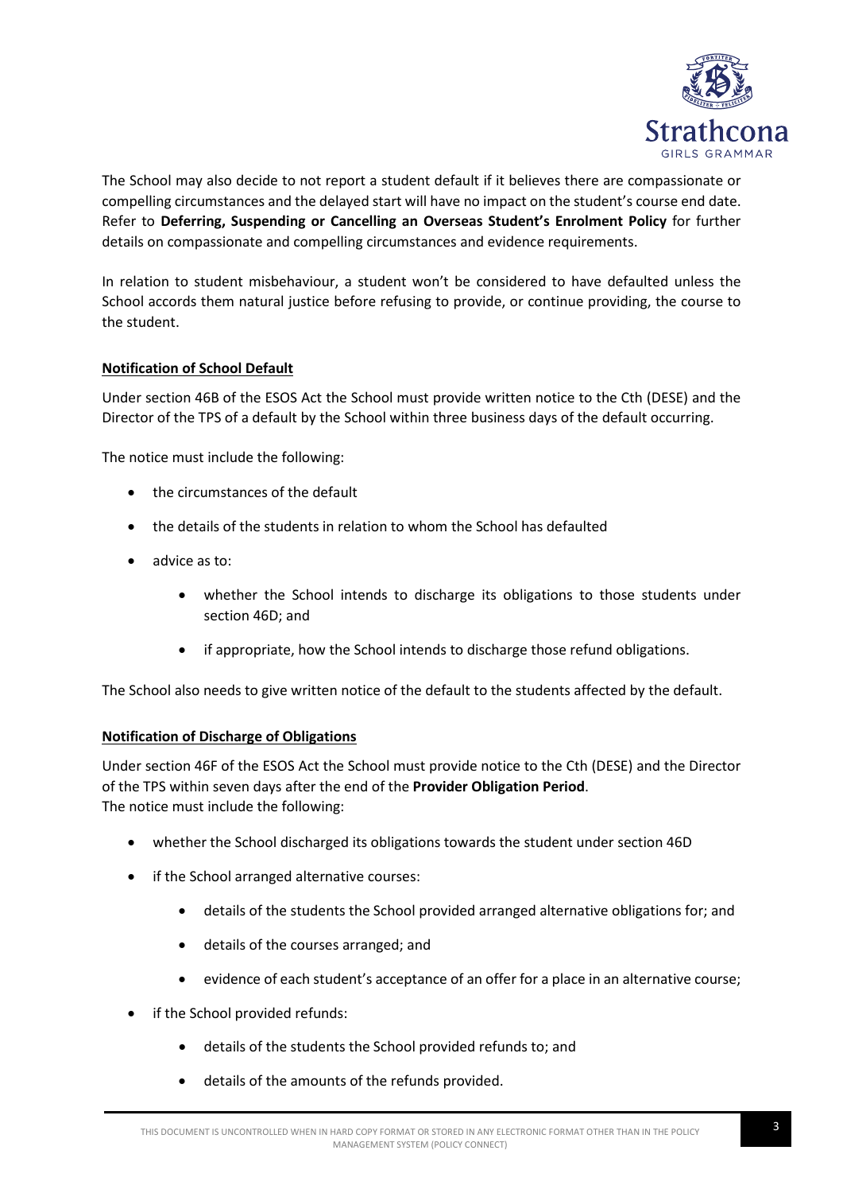The School may also decide to not report a student default if it believes there are compassionate or compelling circumstances and the delayed start will have no impact on the student's course end date. Refer to **Deferring, Suspending or Cancelling an Overseas Student's Enrolment Policy** for further details on compassionate and compelling circumstances and evidence requirements.

In relation to student misbehaviour, a student won't be considered to have defaulted unless the School accords them natural justice before refusing to provide, or continue providing, the course to the student.

**Notification of School Default**

Under section 46B of the ESOS Act the School must provide written notice to the Cth (DESE) and the Director of the TPS of a default by the School within three business days of the default occurring.

The notice must include the following:

- the circumstances of the default
- the details of the students in relation to whom the School has defaulted
- advice as to:
    - whether the School intends to discharge its obligations to those students under section 46D; and
    - if appropriate, how the School intends to discharge those refund obligations.

The School also needs to give written notice of the default to the students affected by the default.

**Notification of Discharge of Obligations**

Under section 46F of the ESOS Act the School must provide notice to the Cth (DESE) and the Director of the TPS within seven days after the end of the **Provider Obligation Period**.
The notice must include the following:

- whether the School discharged its obligations towards the student under section 46D
- if the School arranged alternative courses:
    - details of the students the School provided arranged alternative obligations for; and
    - details of the courses arranged; and
    - evidence of each student's acceptance of an offer for a place in an alternative course;
- if the School provided refunds:
    - details of the students the School provided refunds to; and
    - details of the amounts of the refunds provided.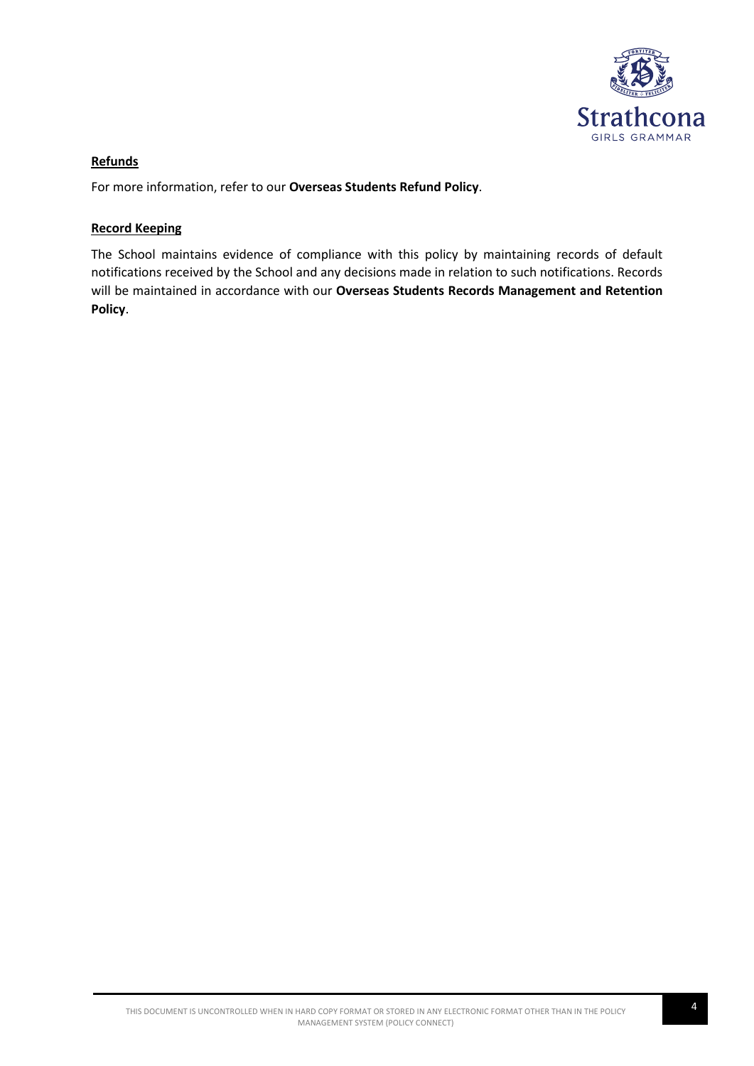**Refunds**

For more information, refer to our **Overseas Students Refund Policy**.

**Record Keeping**

The School maintains evidence of compliance with this policy by maintaining records of default notifications received by the School and any decisions made in relation to such notifications. Records will be maintained in accordance with our **Overseas Students Records Management and Retention Policy**.